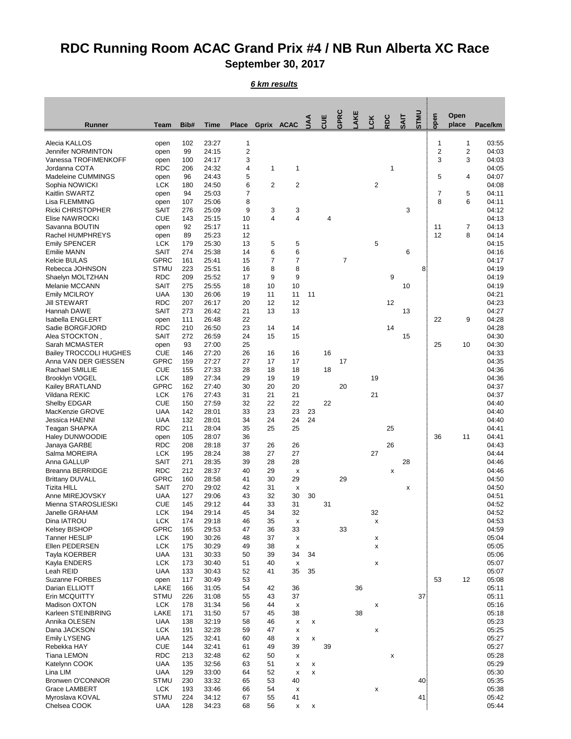# RDC Running Room ACAC Grand Prix #4 / NB Run Alberta XC Race

## September 30, 2017

***6 km results***

| Runner | Team | Bib# | Time | Place | Gprix | ACAC | UAA | CUE | GPRC | LAKE | LCK | RDC | SAIT | STMU | open | Open place | Pace/km |
|---|---|---|---|---|---|---|---|---|---|---|---|---|---|---|---|---|---|
| Alecia KALLOS | open | 102 | 23:27 | 1 | | | | | | | | | | | 1 | 1 | 03:55 |
| Jennifer NORMINTON | open | 99 | 24:15 | 2 | | | | | | | | | | | 2 | 2 | 04:03 |
| Vanessa TROFIMENKOFF | open | 100 | 24:17 | 3 | | | | | | | | | | | 3 | 3 | 04:03 |
| Jordanna COTA | RDC | 206 | 24:32 | 4 | 1 | 1 | | | | | | 1 | | | | | 04:05 |
| Madeleine CUMMINGS | open | 96 | 24:43 | 5 | | | | | | | | | | | 5 | 4 | 04:07 |
| Sophia NOWICKI | LCK | 180 | 24:50 | 6 | 2 | 2 | | | | | 2 | | | | | | 04:08 |
| Kaitlin SWARTZ | open | 94 | 25:03 | 7 | | | | | | | | | | | 7 | 5 | 04:11 |
| Lisa FLEMMING | open | 107 | 25:06 | 8 | | | | | | | | | | | 8 | 6 | 04:11 |
| Ricki CHRISTOPHER | SAIT | 276 | 25:09 | 9 | 3 | 3 | | | | | | | 3 | | | | 04:12 |
| Elise NAWROCKI | CUE | 143 | 25:15 | 10 | 4 | 4 | | 4 | | | | | | | | | 04:13 |
| Savanna BOUTIN | open | 92 | 25:17 | 11 | | | | | | | | | | | 11 | 7 | 04:13 |
| Rachel HUMPHREYS | open | 89 | 25:23 | 12 | | | | | | | | | | | 12 | 8 | 04:14 |
| Emily SPENCER | LCK | 179 | 25:30 | 13 | 5 | 5 | | | | | 5 | | | | | | 04:15 |
| Emilie MANN | SAIT | 274 | 25:38 | 14 | 6 | 6 | | | | | | | 6 | | | | 04:16 |
| Kelcie BULAS | GPRC | 161 | 25:41 | 15 | 7 | 7 | | | 7 | | | | | | | | 04:17 |
| Rebecca JOHNSON | STMU | 223 | 25:51 | 16 | 8 | 8 | | | | | | | | 8 | | | 04:19 |
| Shaelyn MOLTZHAN | RDC | 209 | 25:52 | 17 | 9 | 9 | | | | | | 9 | | | | | 04:19 |
| Melanie MCCANN | SAIT | 275 | 25:55 | 18 | 10 | 10 | | | | | | | 10 | | | | 04:19 |
| Emily MCILROY | UAA | 130 | 26:06 | 19 | 11 | 11 | 11 | | | | | | | | | | 04:21 |
| Jill STEWART | RDC | 207 | 26:17 | 20 | 12 | 12 | | | | | | 12 | | | | | 04:23 |
| Hannah DAWE | SAIT | 273 | 26:42 | 21 | 13 | 13 | | | | | | | 13 | | | | 04:27 |
| Isabella ENGLERT | open | 111 | 26:48 | 22 | | | | | | | | | | | 22 | 9 | 04:28 |
| Sadie BORGFJORD | RDC | 210 | 26:50 | 23 | 14 | 14 | | | | | | 14 | | | | | 04:28 |
| Alea STOCKTON | SAIT | 272 | 26:59 | 24 | 15 | 15 | | | | | | | 15 | | | | 04:30 |
| Sarah MCMASTER | open | 93 | 27:00 | 25 | | | | | | | | | | | 25 | 10 | 04:30 |
| Bailey TROCCOLI HUGHES | CUE | 146 | 27:20 | 26 | 16 | 16 | | 16 | | | | | | | | | 04:33 |
| Anna VAN DER GIESSEN | GPRC | 159 | 27:27 | 27 | 17 | 17 | | | 17 | | | | | | | | 04:35 |
| Rachael SMILLIE | CUE | 155 | 27:33 | 28 | 18 | 18 | | 18 | | | | | | | | | 04:36 |
| Brooklyn VOGEL | LCK | 189 | 27:34 | 29 | 19 | 19 | | | | | 19 | | | | | | 04:36 |
| Kailey BRATLAND | GPRC | 162 | 27:40 | 30 | 20 | 20 | | | 20 | | | | | | | | 04:37 |
| Vildana REKIC | LCK | 176 | 27:43 | 31 | 21 | 21 | | | | | 21 | | | | | | 04:37 |
| Shelby EDGAR | CUE | 150 | 27:59 | 32 | 22 | 22 | | 22 | | | | | | | | | 04:40 |
| MacKenzie GROVE | UAA | 142 | 28:01 | 33 | 23 | 23 | 23 | | | | | | | | | | 04:40 |
| Jessica HAENNI | UAA | 132 | 28:01 | 34 | 24 | 24 | 24 | | | | | | | | | | 04:40 |
| Teagan SHAPKA | RDC | 211 | 28:04 | 35 | 25 | 25 | | | | | | 25 | | | | | 04:41 |
| Haley DUNWOODIE | open | 105 | 28:07 | 36 | | | | | | | | | | | 36 | 11 | 04:41 |
| Janaya GARBE | RDC | 208 | 28:18 | 37 | 26 | 26 | | | | | | 26 | | | | | 04:43 |
| Salma MOREIRA | LCK | 195 | 28:24 | 38 | 27 | 27 | | | | | 27 | | | | | | 04:44 |
| Anna GALLUP | SAIT | 271 | 28:35 | 39 | 28 | 28 | | | | | | | 28 | | | | 04:46 |
| Breanna BERRIDGE | RDC | 212 | 28:37 | 40 | 29 | x | | | | | | x | | | | | 04:46 |
| Brittany DUVALL | GPRC | 160 | 28:58 | 41 | 30 | 29 | | | 29 | | | | | | | | 04:50 |
| Tizita HILL | SAIT | 270 | 29:02 | 42 | 31 | x | | | | | | | x | | | | 04:50 |
| Anne MIREJOVSKY | UAA | 127 | 29:06 | 43 | 32 | 30 | 30 | | | | | | | | | | 04:51 |
| Mienna STAROSLIESKI | CUE | 145 | 29:12 | 44 | 33 | 31 | | 31 | | | | | | | | | 04:52 |
| Janelle GRAHAM | LCK | 194 | 29:14 | 45 | 34 | 32 | | | | | 32 | | | | | | 04:52 |
| Dina IATROU | LCK | 174 | 29:18 | 46 | 35 | x | | | | | x | | | | | | 04:53 |
| Kelsey BISHOP | GPRC | 165 | 29:53 | 47 | 36 | 33 | | | 33 | | | | | | | | 04:59 |
| Tanner HESLIP | LCK | 190 | 30:26 | 48 | 37 | x | | | | | x | | | | | | 05:04 |
| Ellen PEDERSEN | LCK | 175 | 30:29 | 49 | 38 | x | | | | | x | | | | | | 05:05 |
| Tayla KOERBER | UAA | 131 | 30:33 | 50 | 39 | 34 | 34 | | | | | | | | | | 05:06 |
| Kayla ENDERS | LCK | 173 | 30:40 | 51 | 40 | x | | | | | x | | | | | | 05:07 |
| Leah REID | UAA | 133 | 30:43 | 52 | 41 | 35 | 35 | | | | | | | | | | 05:07 |
| Suzanne FORBES | open | 117 | 30:49 | 53 | | | | | | | | | | | 53 | 12 | 05:08 |
| Darian ELLIOTT | LAKE | 166 | 31:05 | 54 | 42 | 36 | | | | 36 | | | | | | | 05:11 |
| Erin MCQUITTY | STMU | 226 | 31:08 | 55 | 43 | 37 | | | | | | | | 37 | | | 05:11 |
| Madison OXTON | LCK | 178 | 31:34 | 56 | 44 | x | | | | | x | | | | | | 05:16 |
| Karleen STEINBRING | LAKE | 171 | 31:50 | 57 | 45 | 38 | | | | 38 | | | | | | | 05:18 |
| Annika OLESEN | UAA | 138 | 32:19 | 58 | 46 | x | x | | | | | | | | | | 05:23 |
| Dana JACKSON | LCK | 191 | 32:28 | 59 | 47 | x | | | | | x | | | | | | 05:25 |
| Emily LYSENG | UAA | 125 | 32:41 | 60 | 48 | x | x | | | | | | | | | | 05:27 |
| Rebekka HAY | CUE | 144 | 32:41 | 61 | 49 | 39 | | 39 | | | | | | | | | 05:27 |
| Tiana LEMON | RDC | 213 | 32:48 | 62 | 50 | x | | | | | | x | | | | | 05:28 |
| Katelynn COOK | UAA | 135 | 32:56 | 63 | 51 | x | x | | | | | | | | | | 05:29 |
| Lina LIM | UAA | 129 | 33:00 | 64 | 52 | x | x | | | | | | | | | | 05:30 |
| Bronwen O'CONNOR | STMU | 230 | 33:32 | 65 | 53 | 40 | | | | | | | | 40 | | | 05:35 |
| Grace LAMBERT | LCK | 193 | 33:46 | 66 | 54 | x | | | | | x | | | | | | 05:38 |
| Myroslava KOVAL | STMU | 224 | 34:12 | 67 | 55 | 41 | | | | | | | | 41 | | | 05:42 |
| Chelsea COOK | UAA | 128 | 34:23 | 68 | 56 | x | x | | | | | | | | | | 05:44 |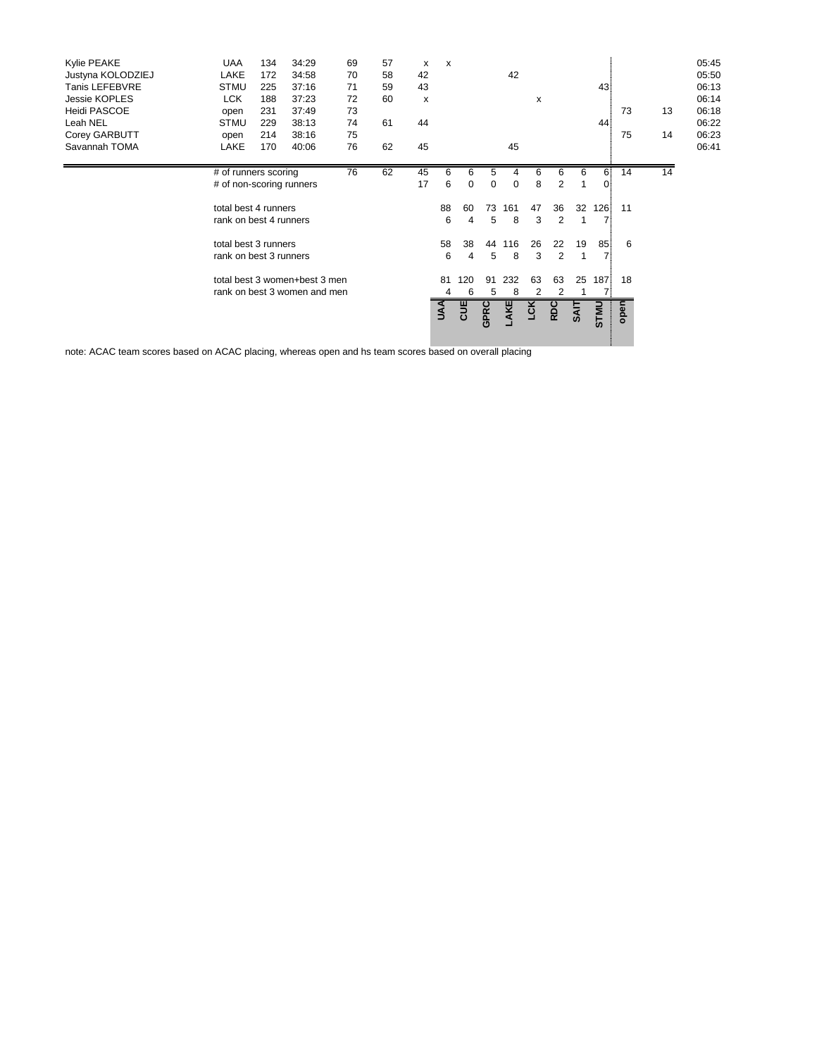| | | | | | | | | | | | | | | | | | |
|---|---|---|---|---|---|---|---|---|---|---|---|---|---|---|---|---|---|
| Kylie PEAKE | UAA | 134 | 34:29 | 69 | 57 | x | x | | | | | | | | | | 05:45 |
| Justyna KOLODZIEJ | LAKE | 172 | 34:58 | 70 | 58 | 42 | | | | 42 | | | | | | | 05:50 |
| Tanis LEFEBVRE | STMU | 225 | 37:16 | 71 | 59 | 43 | | | | | | | | 43 | | | 06:13 |
| Jessie KOPLES | LCK | 188 | 37:23 | 72 | 60 | x | | | | | x | | | | | | 06:14 |
| Heidi PASCOE | open | 231 | 37:49 | 73 | | | | | | | | | | | 73 | 13 | 06:18 |
| Leah NEL | STMU | 229 | 38:13 | 74 | 61 | 44 | | | | | | | | 44 | | | 06:22 |
| Corey GARBUTT | open | 214 | 38:16 | 75 | | | | | | | | | | | 75 | 14 | 06:23 |
| Savannah TOMA | LAKE | 170 | 40:06 | 76 | 62 | 45 | | | | 45 | | | | | | | 06:41 |
| | # of runners scoring | | | 76 | 62 | 45 | 6 | 6 | 5 | 4 | 6 | 6 | 6 | 6 | 14 | 14 | |
| | # of non-scoring runners | | | | | 17 | 6 | 0 | 0 | 0 | 8 | 2 | 1 | 0 | | | |
| | total best 4 runners | | | | | | 88 | 60 | 73 | 161 | 47 | 36 | 32 | 126 | 11 | | |
| | rank on best 4 runners | | | | | | 6 | 4 | 5 | 8 | 3 | 2 | 1 | 7 | | | |
| | total best 3 runners | | | | | | 58 | 38 | 44 | 116 | 26 | 22 | 19 | 85 | 6 | | |
| | rank on best 3 runners | | | | | | 6 | 4 | 5 | 8 | 3 | 2 | 1 | 7 | | | |
| | total best 3 women+best 3 men | | | | | | 81 | 120 | 91 | 232 | 63 | 63 | 25 | 187 | 18 | | |
| | rank on best 3 women and men | | | | | | 4 | 6 | 5 | 8 | 2 | 2 | 1 | 7 | | | |
| | | | | | | | UAA | CUE | GPRC | LAKE | LCK | RDC | SAIT | STMU | open | | |

note: ACAC team scores based on ACAC placing, whereas open and hs team scores based on overall placing